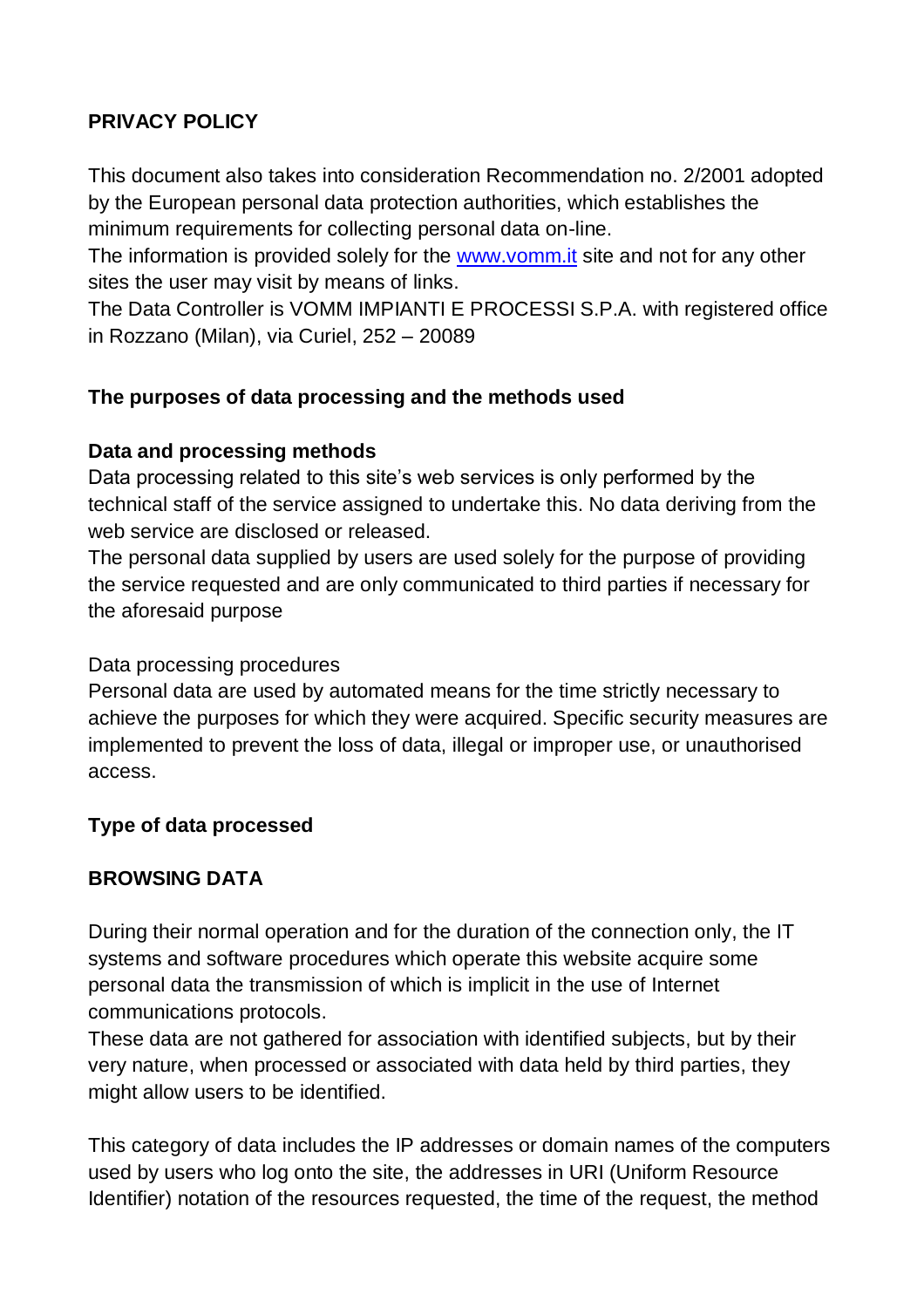## PRIVACY POLICY

This document also takes into consideration Recommendation no. 2/2001 adopted by the European personal data protection authorities, which establishes the minimum requirements for collecting personal data on-line.
The information is provided solely for the www.vomm.it site and not for any other sites the user may visit by means of links.
The Data Controller is VOMM IMPIANTI E PROCESSI S.P.A. with registered office in Rozzano (Milan), via Curiel, 252 – 20089

### The purposes of data processing and the methods used

#### Data and processing methods

Data processing related to this site's web services is only performed by the technical staff of the service assigned to undertake this. No data deriving from the web service are disclosed or released.
The personal data supplied by users are used solely for the purpose of providing the service requested and are only communicated to third parties if necessary for the aforesaid purpose

Data processing procedures
Personal data are used by automated means for the time strictly necessary to achieve the purposes for which they were acquired. Specific security measures are implemented to prevent the loss of data, illegal or improper use, or unauthorised access.

### Type of data processed

#### BROWSING DATA

During their normal operation and for the duration of the connection only, the IT systems and software procedures which operate this website acquire some personal data the transmission of which is implicit in the use of Internet communications protocols.
These data are not gathered for association with identified subjects, but by their very nature, when processed or associated with data held by third parties, they might allow users to be identified.

This category of data includes the IP addresses or domain names of the computers used by users who log onto the site, the addresses in URI (Uniform Resource Identifier) notation of the resources requested, the time of the request, the method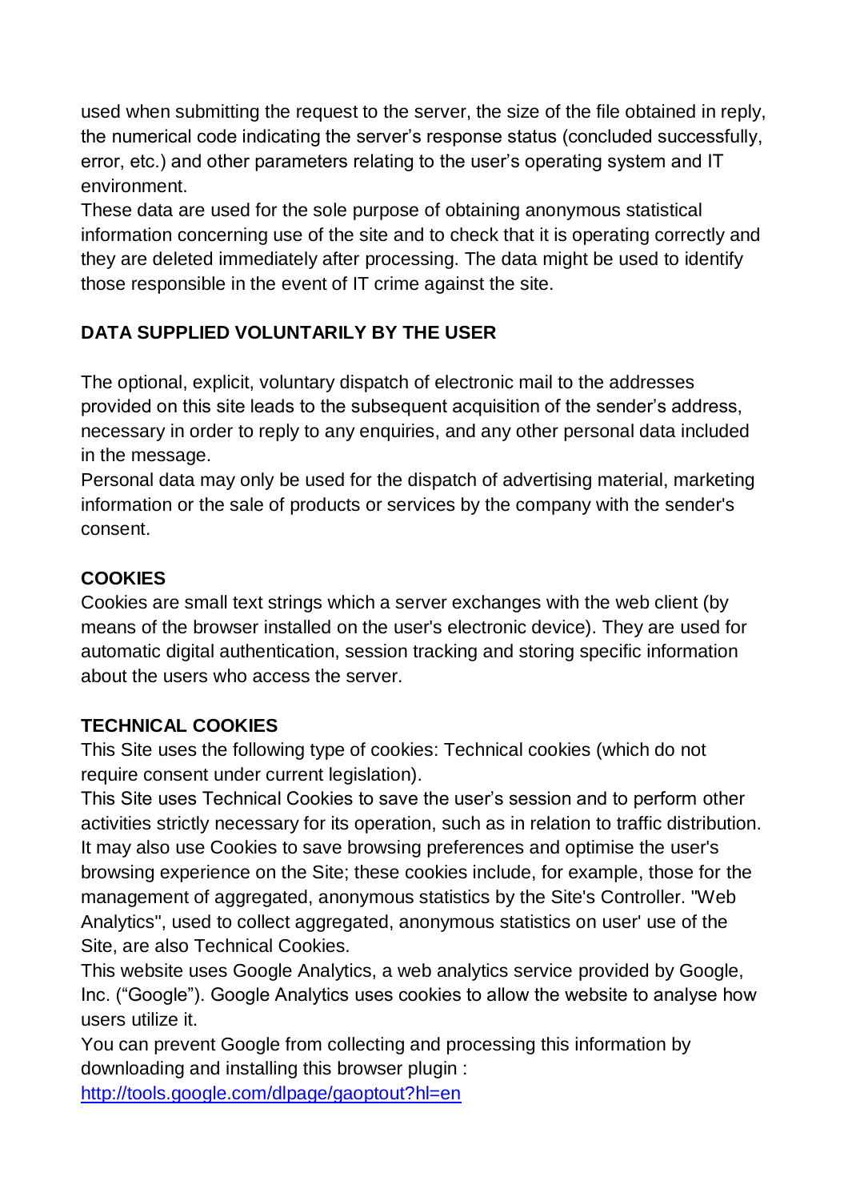used when submitting the request to the server, the size of the file obtained in reply, the numerical code indicating the server's response status (concluded successfully, error, etc.) and other parameters relating to the user's operating system and IT environment.
These data are used for the sole purpose of obtaining anonymous statistical information concerning use of the site and to check that it is operating correctly and they are deleted immediately after processing. The data might be used to identify those responsible in the event of IT crime against the site.

**DATA SUPPLIED VOLUNTARILY BY THE USER**

The optional, explicit, voluntary dispatch of electronic mail to the addresses provided on this site leads to the subsequent acquisition of the sender's address, necessary in order to reply to any enquiries, and any other personal data included in the message.
Personal data may only be used for the dispatch of advertising material, marketing information or the sale of products or services by the company with the sender's consent.

**COOKIES**

Cookies are small text strings which a server exchanges with the web client (by means of the browser installed on the user's electronic device). They are used for automatic digital authentication, session tracking and storing specific information about the users who access the server.

**TECHNICAL COOKIES**

This Site uses the following type of cookies: Technical cookies (which do not require consent under current legislation).
This Site uses Technical Cookies to save the user's session and to perform other activities strictly necessary for its operation, such as in relation to traffic distribution. It may also use Cookies to save browsing preferences and optimise the user's browsing experience on the Site; these cookies include, for example, those for the management of aggregated, anonymous statistics by the Site's Controller. "Web Analytics", used to collect aggregated, anonymous statistics on user' use of the Site, are also Technical Cookies.
This website uses Google Analytics, a web analytics service provided by Google, Inc. ("Google"). Google Analytics uses cookies to allow the website to analyse how users utilize it.
You can prevent Google from collecting and processing this information by downloading and installing this browser plugin :
[http://tools.google.com/dlpage/gaoptout?hl=en](http://tools.google.com/dlpage/gaoptout?hl=en)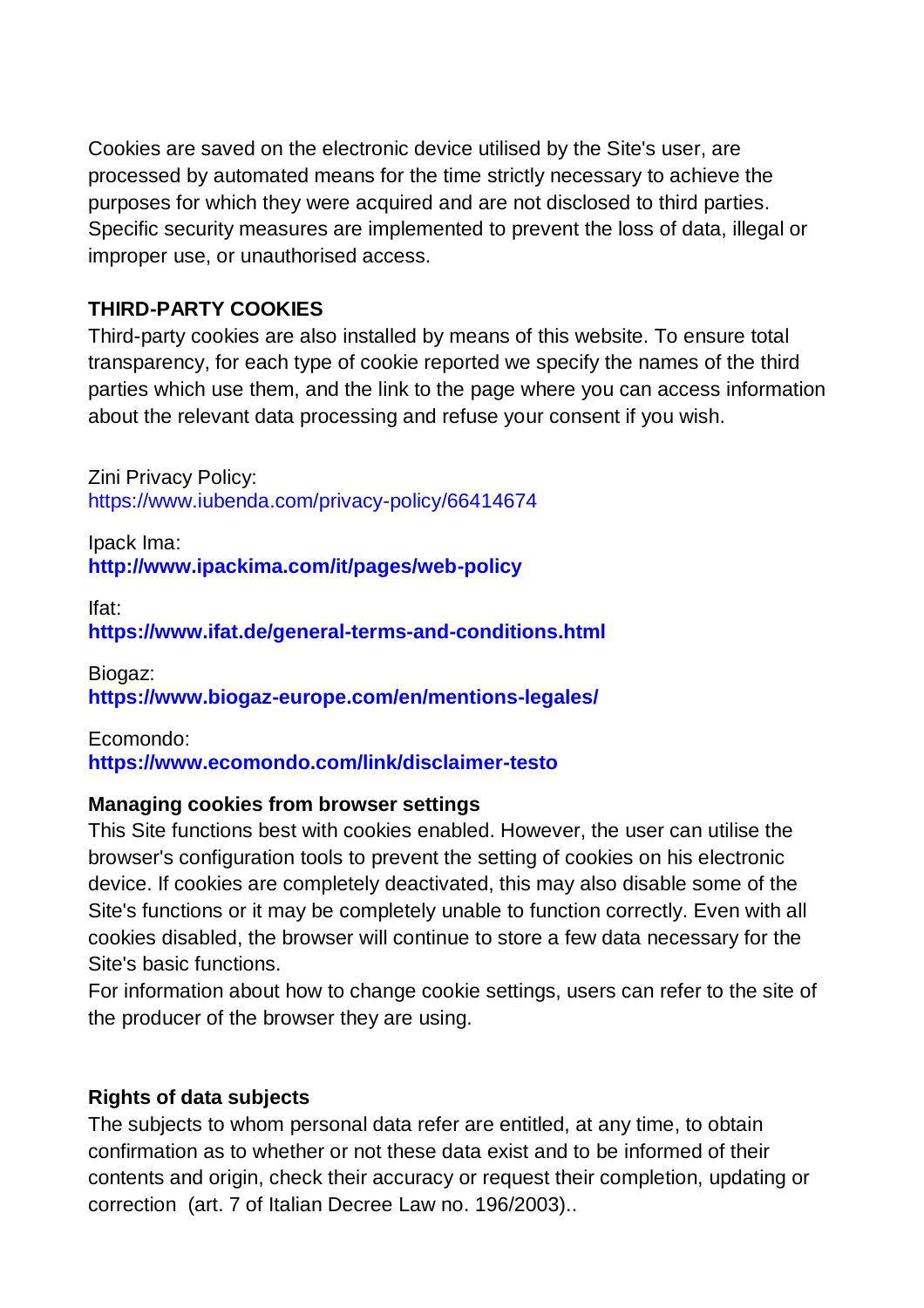Cookies are saved on the electronic device utilised by the Site's user, are processed by automated means for the time strictly necessary to achieve the purposes for which they were acquired and are not disclosed to third parties. Specific security measures are implemented to prevent the loss of data, illegal or improper use, or unauthorised access.

**THIRD-PARTY COOKIES**

Third-party cookies are also installed by means of this website. To ensure total transparency, for each type of cookie reported we specify the names of the third parties which use them, and the link to the page where you can access information about the relevant data processing and refuse your consent if you wish.

Zini Privacy Policy:
https://www.iubenda.com/privacy-policy/66414674

Ipack Ima:
**http://www.ipackima.com/it/pages/web-policy**

Ifat:
**https://www.ifat.de/general-terms-and-conditions.html**

Biogaz:
**https://www.biogaz-europe.com/en/mentions-legales/**

Ecomondo:
**https://www.ecomondo.com/link/disclaimer-testo**

**Managing cookies from browser settings**

This Site functions best with cookies enabled. However, the user can utilise the browser's configuration tools to prevent the setting of cookies on his electronic device. If cookies are completely deactivated, this may also disable some of the Site's functions or it may be completely unable to function correctly. Even with all cookies disabled, the browser will continue to store a few data necessary for the Site's basic functions.
For information about how to change cookie settings, users can refer to the site of the producer of the browser they are using.

**Rights of data subjects**

The subjects to whom personal data refer are entitled, at any time, to obtain confirmation as to whether or not these data exist and to be informed of their contents and origin, check their accuracy or request their completion, updating or correction (art. 7 of Italian Decree Law no. 196/2003)..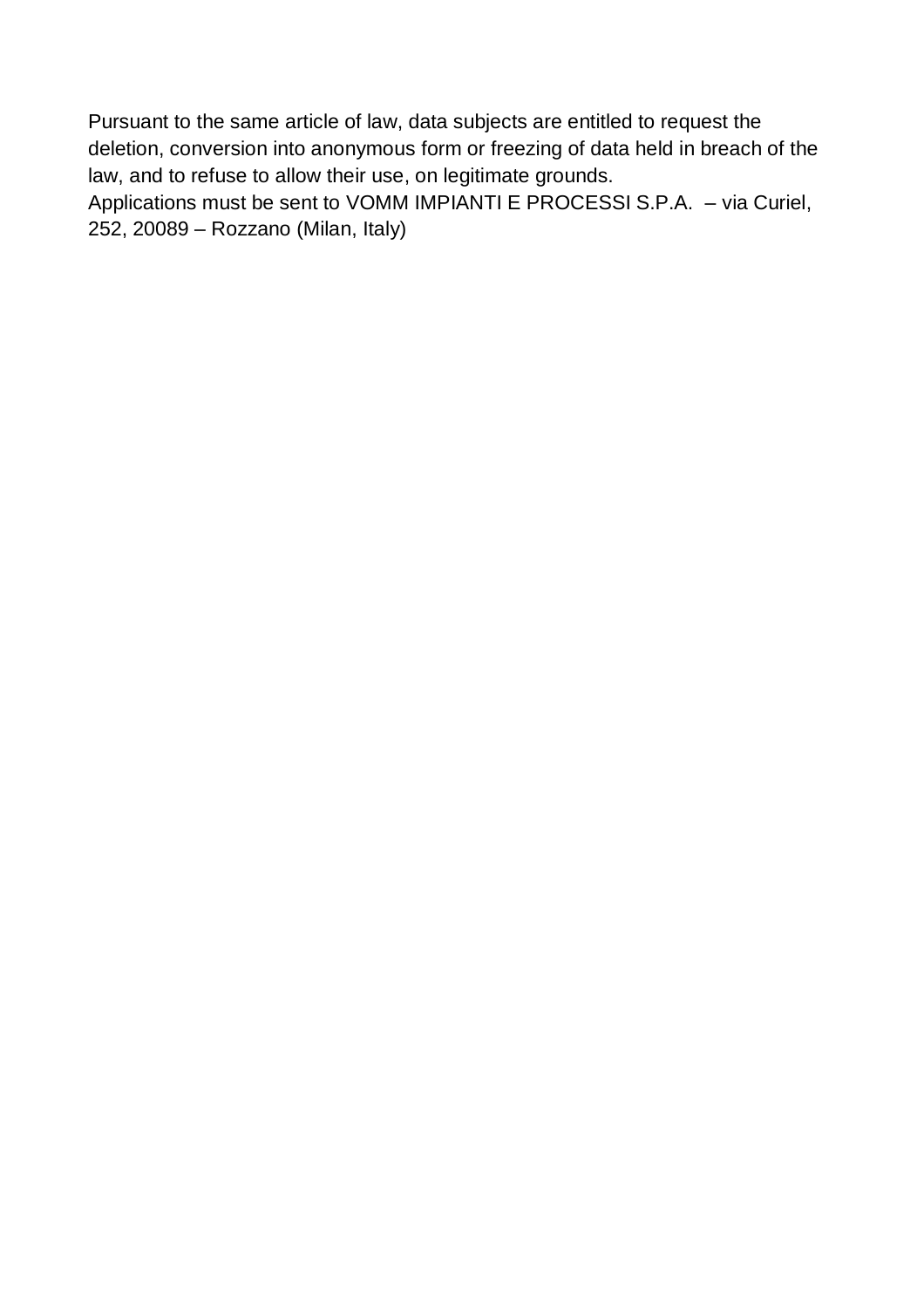Pursuant to the same article of law, data subjects are entitled to request the deletion, conversion into anonymous form or freezing of data held in breach of the law, and to refuse to allow their use, on legitimate grounds.
Applications must be sent to VOMM IMPIANTI E PROCESSI S.P.A. – via Curiel, 252, 20089 – Rozzano (Milan, Italy)